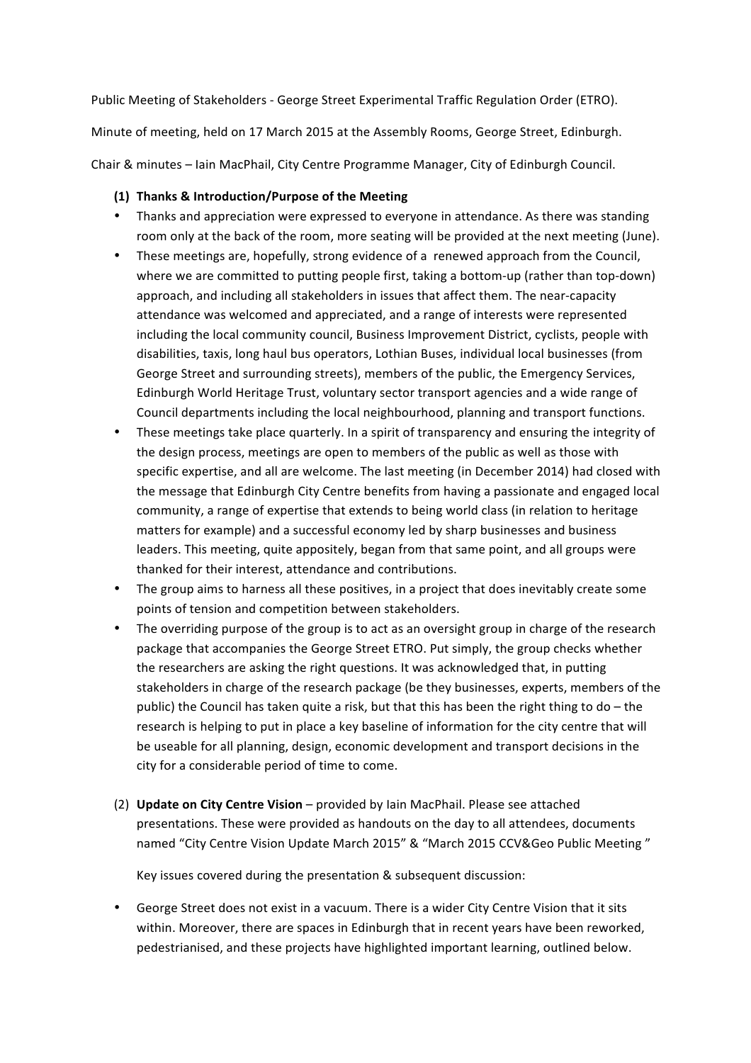Public Meeting of Stakeholders - George Street Experimental Traffic Regulation Order (ETRO).

Minute of meeting, held on 17 March 2015 at the Assembly Rooms, George Street, Edinburgh.

Chair & minutes – Iain MacPhail, City Centre Programme Manager, City of Edinburgh Council.

**(1) Thanks & Introduction/Purpose of the Meeting**

- Thanks and appreciation were expressed to everyone in attendance. As there was standing room only at the back of the room, more seating will be provided at the next meeting (June).
- These meetings are, hopefully, strong evidence of a renewed approach from the Council, where we are committed to putting people first, taking a bottom-up (rather than top-down) approach, and including all stakeholders in issues that affect them. The near-capacity attendance was welcomed and appreciated, and a range of interests were represented including the local community council, Business Improvement District, cyclists, people with disabilities, taxis, long haul bus operators, Lothian Buses, individual local businesses (from George Street and surrounding streets), members of the public, the Emergency Services, Edinburgh World Heritage Trust, voluntary sector transport agencies and a wide range of Council departments including the local neighbourhood, planning and transport functions.
- These meetings take place quarterly. In a spirit of transparency and ensuring the integrity of the design process, meetings are open to members of the public as well as those with specific expertise, and all are welcome. The last meeting (in December 2014) had closed with the message that Edinburgh City Centre benefits from having a passionate and engaged local community, a range of expertise that extends to being world class (in relation to heritage matters for example) and a successful economy led by sharp businesses and business leaders. This meeting, quite appositely, began from that same point, and all groups were thanked for their interest, attendance and contributions.
- The group aims to harness all these positives, in a project that does inevitably create some points of tension and competition between stakeholders.
- The overriding purpose of the group is to act as an oversight group in charge of the research package that accompanies the George Street ETRO. Put simply, the group checks whether the researchers are asking the right questions. It was acknowledged that, in putting stakeholders in charge of the research package (be they businesses, experts, members of the public) the Council has taken quite a risk, but that this has been the right thing to do – the research is helping to put in place a key baseline of information for the city centre that will be useable for all planning, design, economic development and transport decisions in the city for a considerable period of time to come.

(2) **Update on City Centre Vision** – provided by Iain MacPhail. Please see attached presentations. These were provided as handouts on the day to all attendees, documents named "City Centre Vision Update March 2015" & "March 2015 CCV&Geo Public Meeting "

Key issues covered during the presentation & subsequent discussion:

- George Street does not exist in a vacuum. There is a wider City Centre Vision that it sits within. Moreover, there are spaces in Edinburgh that in recent years have been reworked, pedestrianised, and these projects have highlighted important learning, outlined below.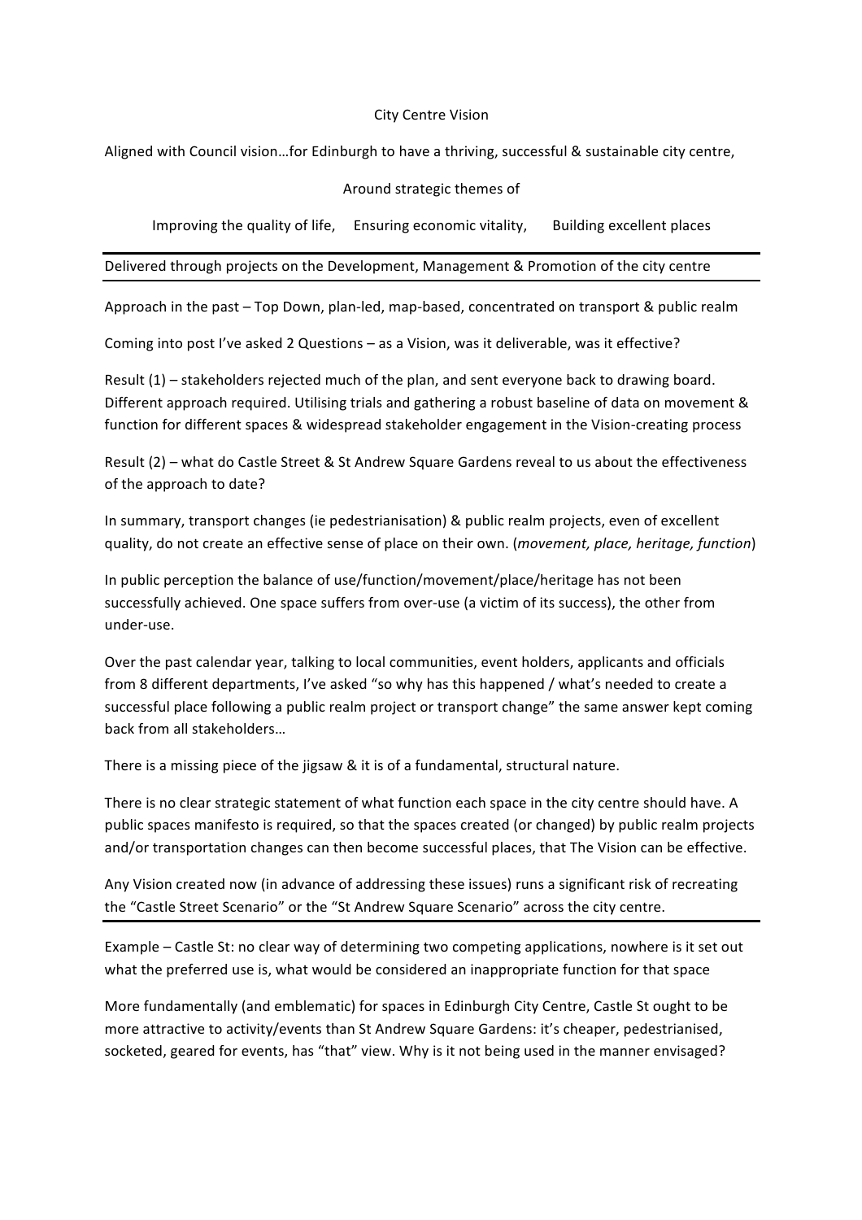City Centre Vision

Aligned with Council vision…for Edinburgh to have a thriving, successful & sustainable city centre,

Around strategic themes of

Improving the quality of life, Ensuring economic vitality, Building excellent places

---

Delivered through projects on the Development, Management & Promotion of the city centre

---

Approach in the past – Top Down, plan-led, map-based, concentrated on transport & public realm

Coming into post I've asked 2 Questions – as a Vision, was it deliverable, was it effective?

Result (1) – stakeholders rejected much of the plan, and sent everyone back to drawing board. Different approach required. Utilising trials and gathering a robust baseline of data on movement & function for different spaces & widespread stakeholder engagement in the Vision-creating process

Result (2) – what do Castle Street & St Andrew Square Gardens reveal to us about the effectiveness of the approach to date?

In summary, transport changes (ie pedestrianisation) & public realm projects, even of excellent quality, do not create an effective sense of place on their own. (*movement, place, heritage, function*)

In public perception the balance of use/function/movement/place/heritage has not been successfully achieved. One space suffers from over-use (a victim of its success), the other from under-use.

Over the past calendar year, talking to local communities, event holders, applicants and officials from 8 different departments, I've asked "so why has this happened / what's needed to create a successful place following a public realm project or transport change" the same answer kept coming back from all stakeholders…

There is a missing piece of the jigsaw & it is of a fundamental, structural nature.

There is no clear strategic statement of what function each space in the city centre should have. A public spaces manifesto is required, so that the spaces created (or changed) by public realm projects and/or transportation changes can then become successful places, that The Vision can be effective.

Any Vision created now (in advance of addressing these issues) runs a significant risk of recreating the "Castle Street Scenario" or the "St Andrew Square Scenario" across the city centre.

---

Example – Castle St: no clear way of determining two competing applications, nowhere is it set out what the preferred use is, what would be considered an inappropriate function for that space

More fundamentally (and emblematic) for spaces in Edinburgh City Centre, Castle St ought to be more attractive to activity/events than St Andrew Square Gardens: it's cheaper, pedestrianised, socketed, geared for events, has "that" view. Why is it not being used in the manner envisaged?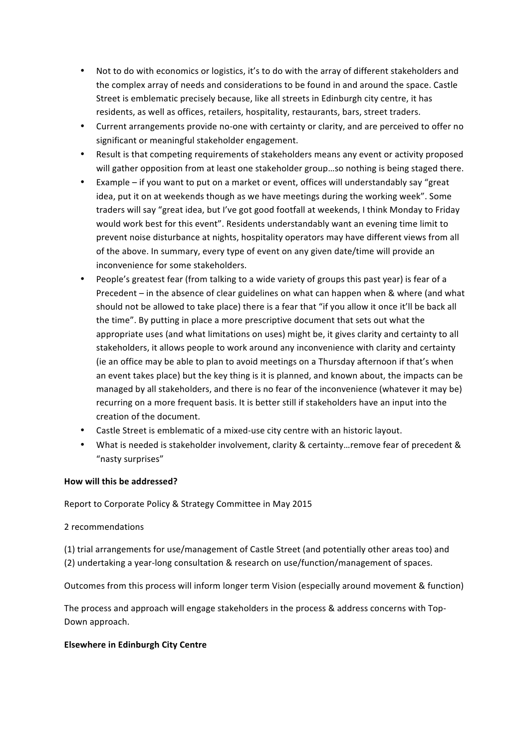- Not to do with economics or logistics, it's to do with the array of different stakeholders and the complex array of needs and considerations to be found in and around the space. Castle Street is emblematic precisely because, like all streets in Edinburgh city centre, it has residents, as well as offices, retailers, hospitality, restaurants, bars, street traders.
- Current arrangements provide no-one with certainty or clarity, and are perceived to offer no significant or meaningful stakeholder engagement.
- Result is that competing requirements of stakeholders means any event or activity proposed will gather opposition from at least one stakeholder group…so nothing is being staged there.
- Example – if you want to put on a market or event, offices will understandably say "great idea, put it on at weekends though as we have meetings during the working week". Some traders will say "great idea, but I've got good footfall at weekends, I think Monday to Friday would work best for this event". Residents understandably want an evening time limit to prevent noise disturbance at nights, hospitality operators may have different views from all of the above. In summary, every type of event on any given date/time will provide an inconvenience for some stakeholders.
- People's greatest fear (from talking to a wide variety of groups this past year) is fear of a Precedent – in the absence of clear guidelines on what can happen when & where (and what should not be allowed to take place) there is a fear that "if you allow it once it'll be back all the time". By putting in place a more prescriptive document that sets out what the appropriate uses (and what limitations on uses) might be, it gives clarity and certainty to all stakeholders, it allows people to work around any inconvenience with clarity and certainty (ie an office may be able to plan to avoid meetings on a Thursday afternoon if that's when an event takes place) but the key thing is it is planned, and known about, the impacts can be managed by all stakeholders, and there is no fear of the inconvenience (whatever it may be) recurring on a more frequent basis. It is better still if stakeholders have an input into the creation of the document.
- Castle Street is emblematic of a mixed-use city centre with an historic layout.
- What is needed is stakeholder involvement, clarity & certainty…remove fear of precedent & "nasty surprises"

**How will this be addressed?**

Report to Corporate Policy & Strategy Committee in May 2015

2 recommendations

(1) trial arrangements for use/management of Castle Street (and potentially other areas too) and
(2) undertaking a year-long consultation & research on use/function/management of spaces.

Outcomes from this process will inform longer term Vision (especially around movement & function)

The process and approach will engage stakeholders in the process & address concerns with Top-Down approach.

**Elsewhere in Edinburgh City Centre**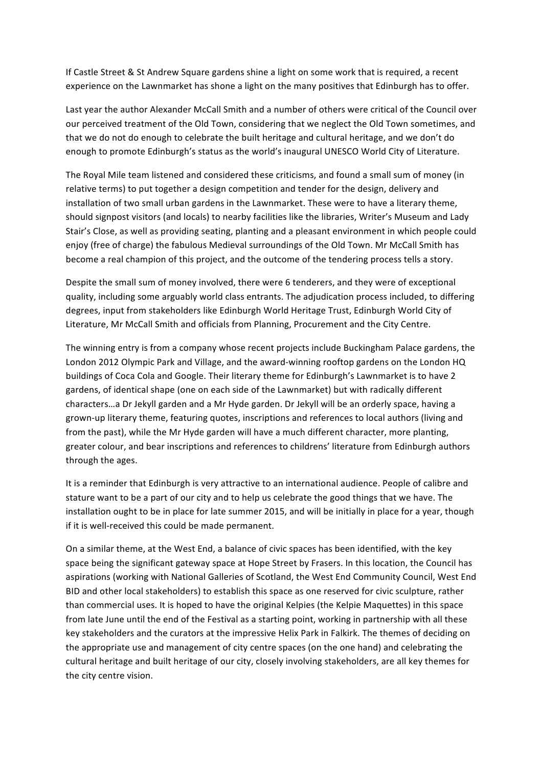If Castle Street & St Andrew Square gardens shine a light on some work that is required, a recent experience on the Lawnmarket has shone a light on the many positives that Edinburgh has to offer.

Last year the author Alexander McCall Smith and a number of others were critical of the Council over our perceived treatment of the Old Town, considering that we neglect the Old Town sometimes, and that we do not do enough to celebrate the built heritage and cultural heritage, and we don't do enough to promote Edinburgh's status as the world's inaugural UNESCO World City of Literature.

The Royal Mile team listened and considered these criticisms, and found a small sum of money (in relative terms) to put together a design competition and tender for the design, delivery and installation of two small urban gardens in the Lawnmarket. These were to have a literary theme, should signpost visitors (and locals) to nearby facilities like the libraries, Writer's Museum and Lady Stair's Close, as well as providing seating, planting and a pleasant environment in which people could enjoy (free of charge) the fabulous Medieval surroundings of the Old Town. Mr McCall Smith has become a real champion of this project, and the outcome of the tendering process tells a story.

Despite the small sum of money involved, there were 6 tenderers, and they were of exceptional quality, including some arguably world class entrants. The adjudication process included, to differing degrees, input from stakeholders like Edinburgh World Heritage Trust, Edinburgh World City of Literature, Mr McCall Smith and officials from Planning, Procurement and the City Centre.

The winning entry is from a company whose recent projects include Buckingham Palace gardens, the London 2012 Olympic Park and Village, and the award-winning rooftop gardens on the London HQ buildings of Coca Cola and Google. Their literary theme for Edinburgh's Lawnmarket is to have 2 gardens, of identical shape (one on each side of the Lawnmarket) but with radically different characters…a Dr Jekyll garden and a Mr Hyde garden. Dr Jekyll will be an orderly space, having a grown-up literary theme, featuring quotes, inscriptions and references to local authors (living and from the past), while the Mr Hyde garden will have a much different character, more planting, greater colour, and bear inscriptions and references to childrens' literature from Edinburgh authors through the ages.

It is a reminder that Edinburgh is very attractive to an international audience. People of calibre and stature want to be a part of our city and to help us celebrate the good things that we have. The installation ought to be in place for late summer 2015, and will be initially in place for a year, though if it is well-received this could be made permanent.

On a similar theme, at the West End, a balance of civic spaces has been identified, with the key space being the significant gateway space at Hope Street by Frasers. In this location, the Council has aspirations (working with National Galleries of Scotland, the West End Community Council, West End BID and other local stakeholders) to establish this space as one reserved for civic sculpture, rather than commercial uses. It is hoped to have the original Kelpies (the Kelpie Maquettes) in this space from late June until the end of the Festival as a starting point, working in partnership with all these key stakeholders and the curators at the impressive Helix Park in Falkirk. The themes of deciding on the appropriate use and management of city centre spaces (on the one hand) and celebrating the cultural heritage and built heritage of our city, closely involving stakeholders, are all key themes for the city centre vision.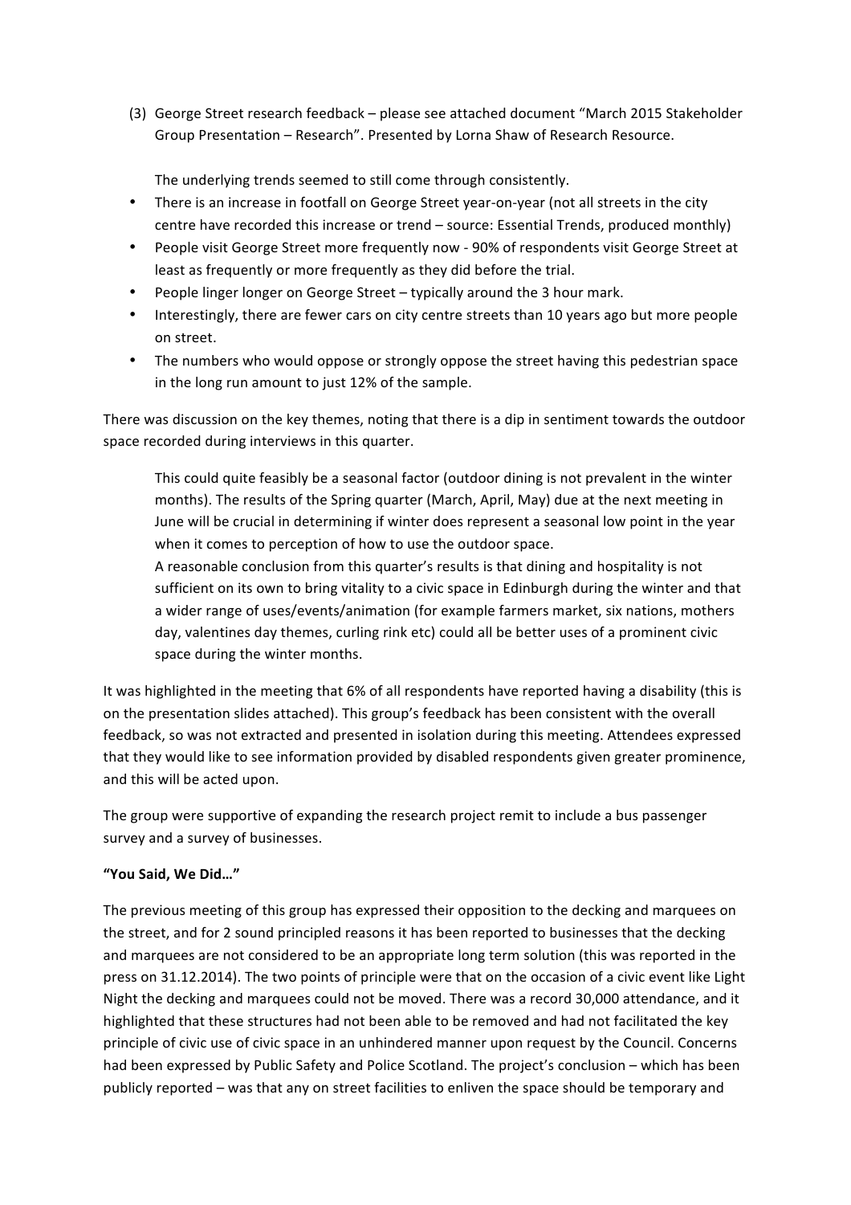(3) George Street research feedback – please see attached document "March 2015 Stakeholder Group Presentation – Research". Presented by Lorna Shaw of Research Resource.

The underlying trends seemed to still come through consistently.

- There is an increase in footfall on George Street year-on-year (not all streets in the city centre have recorded this increase or trend – source: Essential Trends, produced monthly)
- People visit George Street more frequently now - 90% of respondents visit George Street at least as frequently or more frequently as they did before the trial.
- People linger longer on George Street – typically around the 3 hour mark.
- Interestingly, there are fewer cars on city centre streets than 10 years ago but more people on street.
- The numbers who would oppose or strongly oppose the street having this pedestrian space in the long run amount to just 12% of the sample.

There was discussion on the key themes, noting that there is a dip in sentiment towards the outdoor space recorded during interviews in this quarter.

> This could quite feasibly be a seasonal factor (outdoor dining is not prevalent in the winter months). The results of the Spring quarter (March, April, May) due at the next meeting in June will be crucial in determining if winter does represent a seasonal low point in the year when it comes to perception of how to use the outdoor space.
>
> A reasonable conclusion from this quarter's results is that dining and hospitality is not sufficient on its own to bring vitality to a civic space in Edinburgh during the winter and that a wider range of uses/events/animation (for example farmers market, six nations, mothers day, valentines day themes, curling rink etc) could all be better uses of a prominent civic space during the winter months.

It was highlighted in the meeting that 6% of all respondents have reported having a disability (this is on the presentation slides attached). This group's feedback has been consistent with the overall feedback, so was not extracted and presented in isolation during this meeting. Attendees expressed that they would like to see information provided by disabled respondents given greater prominence, and this will be acted upon.

The group were supportive of expanding the research project remit to include a bus passenger survey and a survey of businesses.

**"You Said, We Did…"**

The previous meeting of this group has expressed their opposition to the decking and marquees on the street, and for 2 sound principled reasons it has been reported to businesses that the decking and marquees are not considered to be an appropriate long term solution (this was reported in the press on 31.12.2014). The two points of principle were that on the occasion of a civic event like Light Night the decking and marquees could not be moved. There was a record 30,000 attendance, and it highlighted that these structures had not been able to be removed and had not facilitated the key principle of civic use of civic space in an unhindered manner upon request by the Council. Concerns had been expressed by Public Safety and Police Scotland. The project's conclusion – which has been publicly reported – was that any on street facilities to enliven the space should be temporary and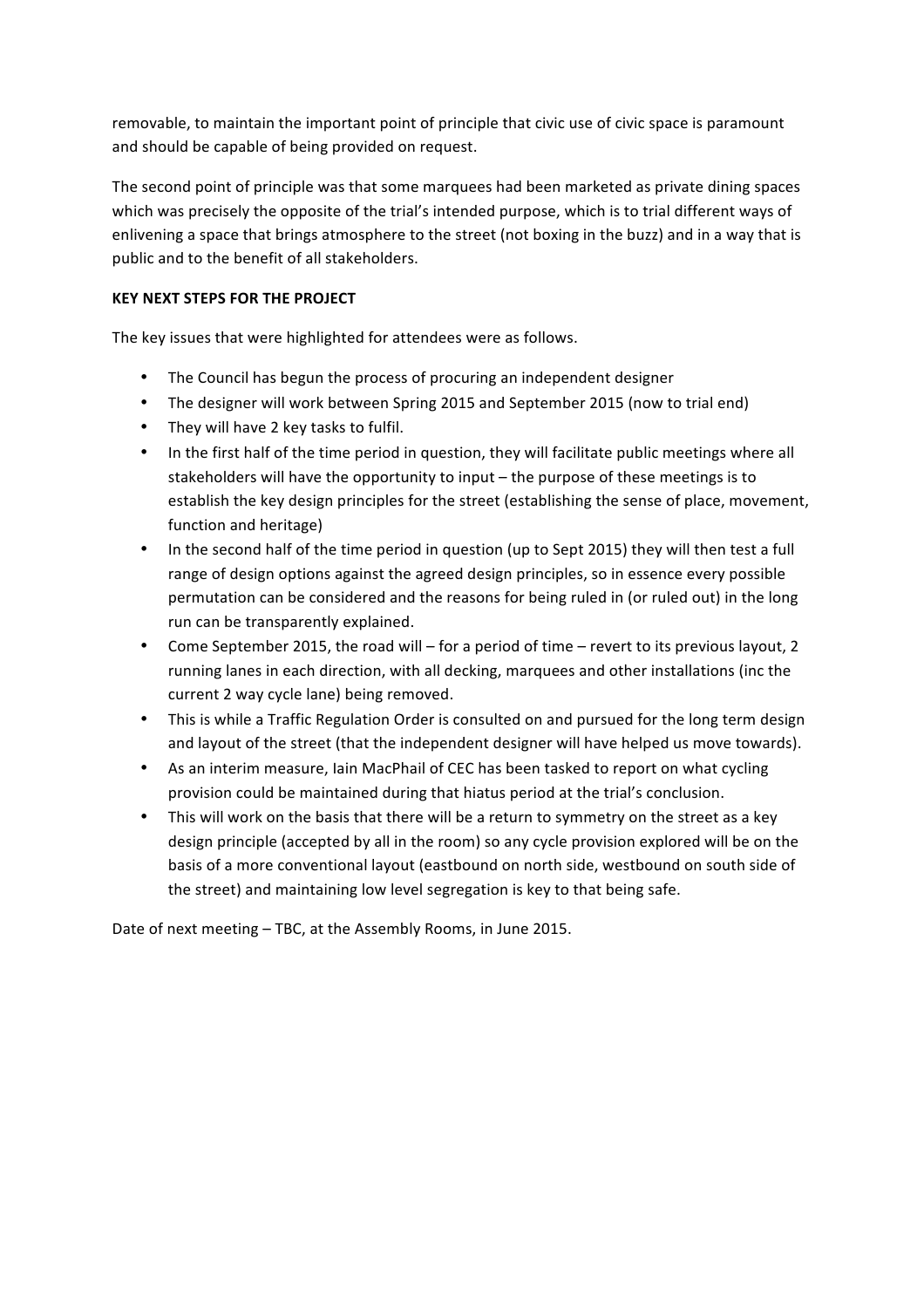removable, to maintain the important point of principle that civic use of civic space is paramount and should be capable of being provided on request.

The second point of principle was that some marquees had been marketed as private dining spaces which was precisely the opposite of the trial's intended purpose, which is to trial different ways of enlivening a space that brings atmosphere to the street (not boxing in the buzz) and in a way that is public and to the benefit of all stakeholders.

**KEY NEXT STEPS FOR THE PROJECT**

The key issues that were highlighted for attendees were as follows.

- The Council has begun the process of procuring an independent designer
- The designer will work between Spring 2015 and September 2015 (now to trial end)
- They will have 2 key tasks to fulfil.
- In the first half of the time period in question, they will facilitate public meetings where all stakeholders will have the opportunity to input – the purpose of these meetings is to establish the key design principles for the street (establishing the sense of place, movement, function and heritage)
- In the second half of the time period in question (up to Sept 2015) they will then test a full range of design options against the agreed design principles, so in essence every possible permutation can be considered and the reasons for being ruled in (or ruled out) in the long run can be transparently explained.
- Come September 2015, the road will – for a period of time – revert to its previous layout, 2 running lanes in each direction, with all decking, marquees and other installations (inc the current 2 way cycle lane) being removed.
- This is while a Traffic Regulation Order is consulted on and pursued for the long term design and layout of the street (that the independent designer will have helped us move towards).
- As an interim measure, Iain MacPhail of CEC has been tasked to report on what cycling provision could be maintained during that hiatus period at the trial's conclusion.
- This will work on the basis that there will be a return to symmetry on the street as a key design principle (accepted by all in the room) so any cycle provision explored will be on the basis of a more conventional layout (eastbound on north side, westbound on south side of the street) and maintaining low level segregation is key to that being safe.

Date of next meeting – TBC, at the Assembly Rooms, in June 2015.